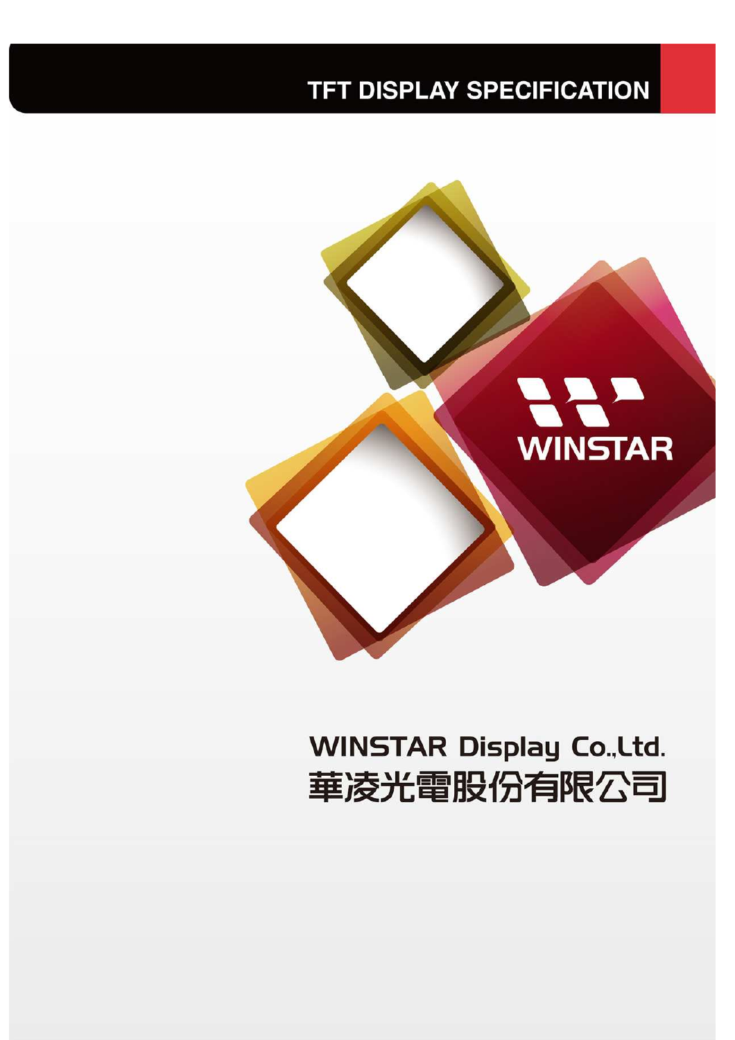# TFT DISPLAY SPECIFICATION

WINSTAR

WINSTAR Display Co.,Ltd.

華凌光電股份有限公司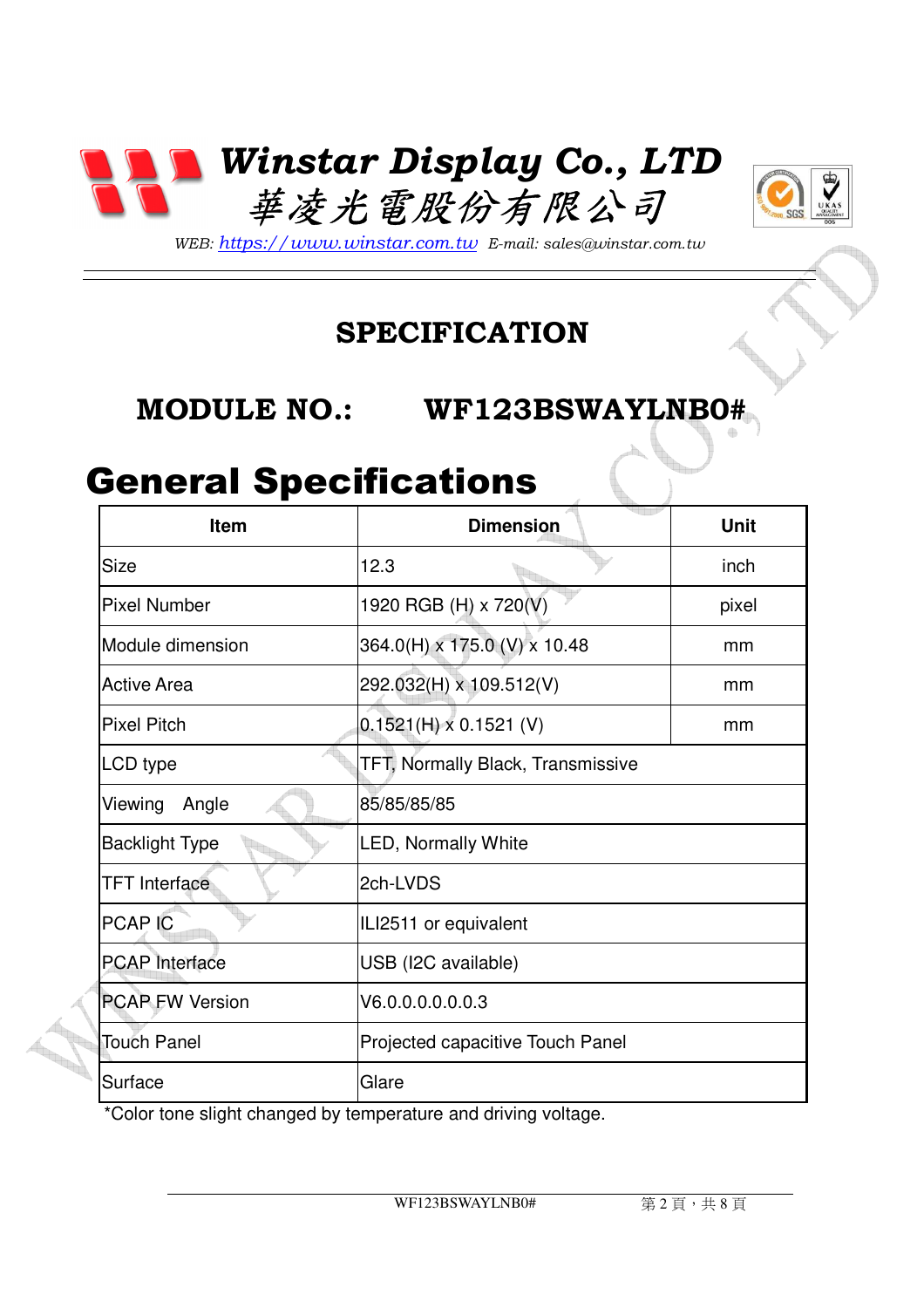# Winstar Display Co., LTD

# 華凌光電股份有限公司

*WEB: https://www.winstar.com.tw E-mail: sales@winstar.com.tw*

## SPECIFICATION

## MODULE NO.: WF123BSWAYLNB0#

# General Specifications

| Item | Dimension | Unit |
|---|---|---|
| Size | 12.3 | inch |
| Pixel Number | 1920 RGB (H) x 720(V) | pixel |
| Module dimension | 364.0(H) x 175.0 (V) x 10.48 | mm |
| Active Area | 292.032(H) x 109.512(V) | mm |
| Pixel Pitch | 0.1521(H) x 0.1521 (V) | mm |
| LCD type | TFT, Normally Black, Transmissive | |
| Viewing Angle | 85/85/85/85 | |
| Backlight Type | LED, Normally White | |
| TFT Interface | 2ch-LVDS | |
| PCAP IC | ILI2511 or equivalent | |
| PCAP Interface | USB (I2C available) | |
| PCAP FW Version | V6.0.0.0.0.0.0.3 | |
| Touch Panel | Projected capacitive Touch Panel | |
| Surface | Glare | |

*Color tone slight changed by temperature and driving voltage.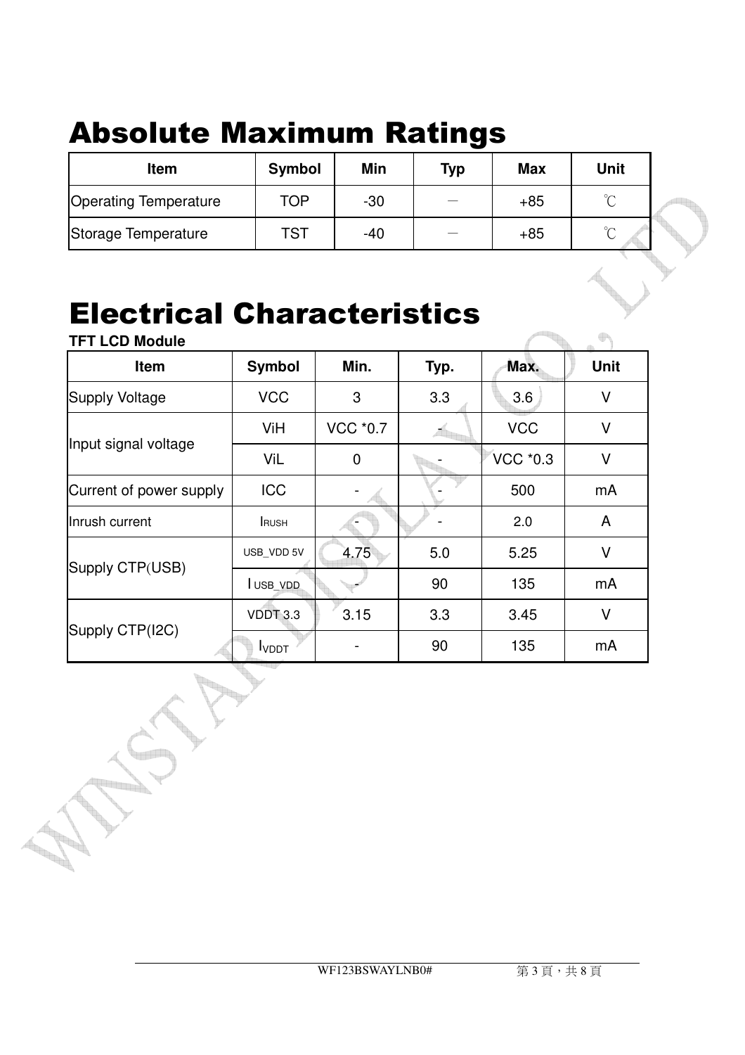# Absolute Maximum Ratings

| Item | Symbol | Min | Typ | Max | Unit |
|---|---|---|---|---|---|
| Operating Temperature | TOP | -30 | — | +85 | ℃ |
| Storage Temperature | TST | -40 | — | +85 | ℃ |

# Electrical Characteristics

**TFT LCD Module**

| Item | Symbol | Min. | Typ. | Max. | Unit |
|---|---|---|---|---|---|
| Supply Voltage | VCC | 3 | 3.3 | 3.6 | V |
| Input signal voltage | ViH | VCC *0.7 | - | VCC | V |
| | ViL | 0 | - | VCC *0.3 | V |
| Current of power supply | ICC | - | - | 500 | mA |
| Inrush current | $I_{RUSH}$ | - | - | 2.0 | A |
| Supply CTP(USB) | USB_VDD 5V | 4.75 | 5.0 | 5.25 | V |
| | $I_{USB\_VDD}$ | - | 90 | 135 | mA |
| Supply CTP(I2C) | VDDT 3.3 | 3.15 | 3.3 | 3.45 | V |
| | $I_{VDDT}$ | - | 90 | 135 | mA |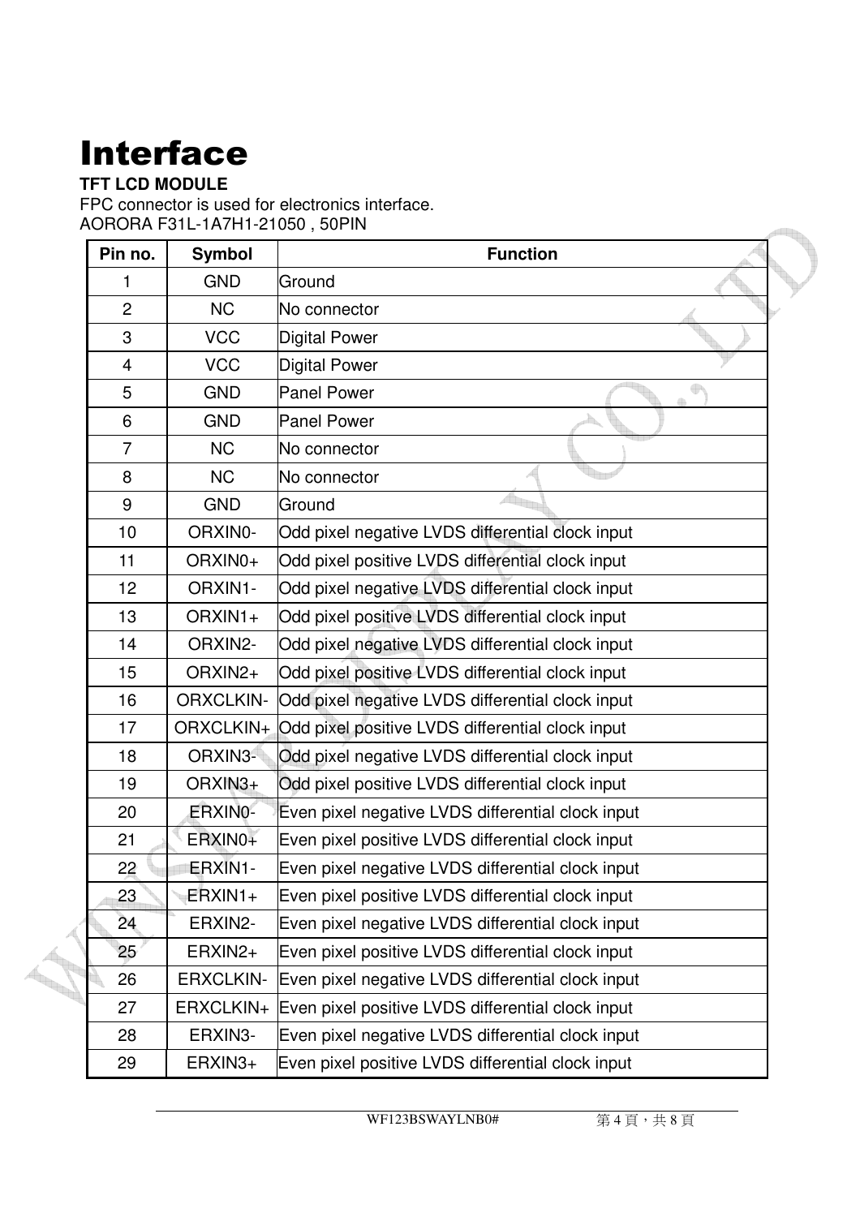# Interface

**TFT LCD MODULE**

FPC connector is used for electronics interface.
AORORA F31L-1A7H1-21050 , 50PIN

| Pin no. | Symbol | Function |
|---|---|---|
| 1 | GND | Ground |
| 2 | NC | No connector |
| 3 | VCC | Digital Power |
| 4 | VCC | Digital Power |
| 5 | GND | Panel Power |
| 6 | GND | Panel Power |
| 7 | NC | No connector |
| 8 | NC | No connector |
| 9 | GND | Ground |
| 10 | ORXIN0- | Odd pixel negative LVDS differential clock input |
| 11 | ORXIN0+ | Odd pixel positive LVDS differential clock input |
| 12 | ORXIN1- | Odd pixel negative LVDS differential clock input |
| 13 | ORXIN1+ | Odd pixel positive LVDS differential clock input |
| 14 | ORXIN2- | Odd pixel negative LVDS differential clock input |
| 15 | ORXIN2+ | Odd pixel positive LVDS differential clock input |
| 16 | ORXCLKIN- | Odd pixel negative LVDS differential clock input |
| 17 | ORXCLKIN+ | Odd pixel positive LVDS differential clock input |
| 18 | ORXIN3- | Odd pixel negative LVDS differential clock input |
| 19 | ORXIN3+ | Odd pixel positive LVDS differential clock input |
| 20 | ERXIN0- | Even pixel negative LVDS differential clock input |
| 21 | ERXIN0+ | Even pixel positive LVDS differential clock input |
| 22 | ERXIN1- | Even pixel negative LVDS differential clock input |
| 23 | ERXIN1+ | Even pixel positive LVDS differential clock input |
| 24 | ERXIN2- | Even pixel negative LVDS differential clock input |
| 25 | ERXIN2+ | Even pixel positive LVDS differential clock input |
| 26 | ERXCLKIN- | Even pixel negative LVDS differential clock input |
| 27 | ERXCLKIN+ | Even pixel positive LVDS differential clock input |
| 28 | ERXIN3- | Even pixel negative LVDS differential clock input |
| 29 | ERXIN3+ | Even pixel positive LVDS differential clock input |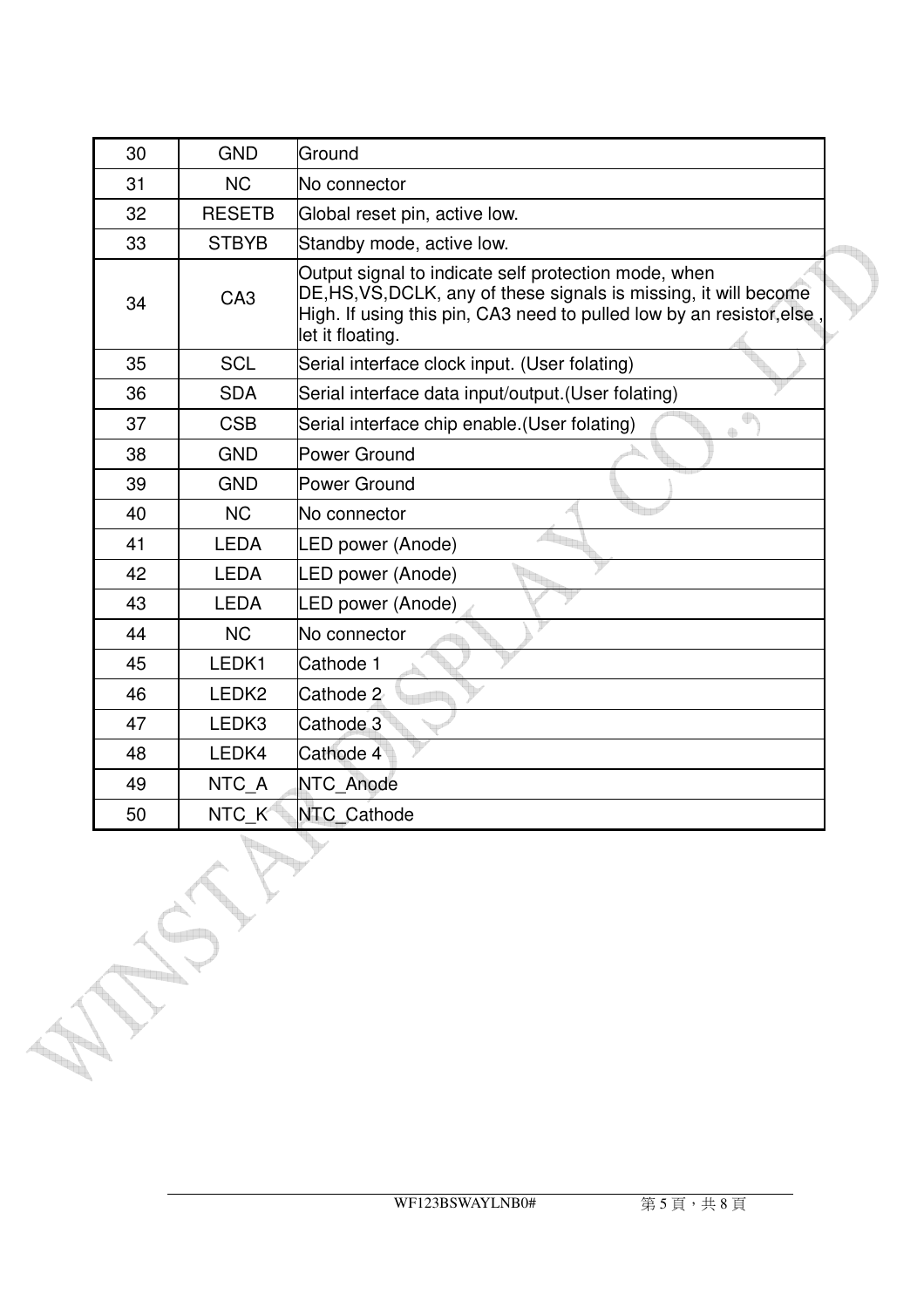| 30 | GND | Ground |
|---|---|---|
| 31 | NC | No connector |
| 32 | RESETB | Global reset pin, active low. |
| 33 | STBYB | Standby mode, active low. |
| 34 | CA3 | Output signal to indicate self protection mode, when DE,HS,VS,DCLK, any of these signals is missing, it will become High. If using this pin, CA3 need to pulled low by an resistor,else , let it floating. |
| 35 | SCL | Serial interface clock input. (User folating) |
| 36 | SDA | Serial interface data input/output.(User folating) |
| 37 | CSB | Serial interface chip enable.(User folating) |
| 38 | GND | Power Ground |
| 39 | GND | Power Ground |
| 40 | NC | No connector |
| 41 | LEDA | LED power (Anode) |
| 42 | LEDA | LED power (Anode) |
| 43 | LEDA | LED power (Anode) |
| 44 | NC | No connector |
| 45 | LEDK1 | Cathode 1 |
| 46 | LEDK2 | Cathode 2 |
| 47 | LEDK3 | Cathode 3 |
| 48 | LEDK4 | Cathode 4 |
| 49 | NTC_A | NTC_Anode |
| 50 | NTC_K | NTC_Cathode |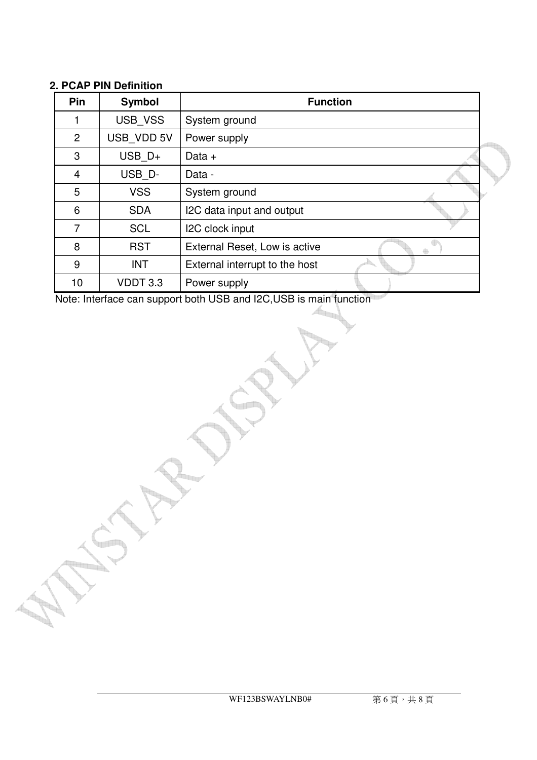## 2. PCAP PIN Definition

| Pin | Symbol | Function |
|---|---|---|
| 1 | USB_VSS | System ground |
| 2 | USB_VDD 5V | Power supply |
| 3 | USB_D+ | Data + |
| 4 | USB_D- | Data - |
| 5 | VSS | System ground |
| 6 | SDA | I2C data input and output |
| 7 | SCL | I2C clock input |
| 8 | RST | External Reset, Low is active |
| 9 | INT | External interrupt to the host |
| 10 | VDDT 3.3 | Power supply |

Note: Interface can support both USB and I2C,USB is main function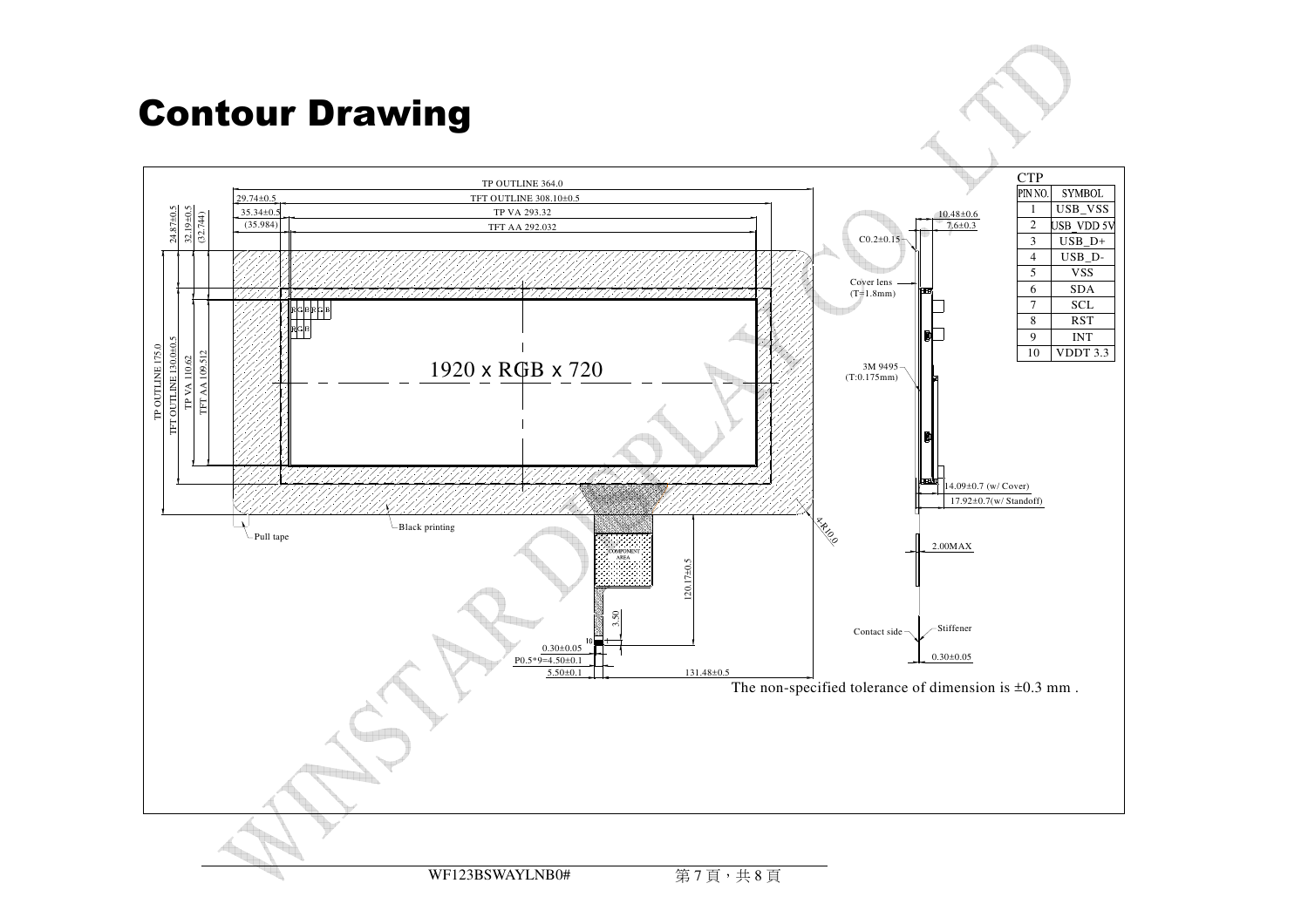# Contour Drawing

CTP

| PIN NO. | SYMBOL |
|---|---|
| 1 | USB_VSS |
| 2 | USB_VDD 5V |
| 3 | USB_D+ |
| 4 | USB_D- |
| 5 | VSS |
| 6 | SDA |
| 7 | SCL |
| 8 | RST |
| 9 | INT |
| 10 | VDDT 3.3 |

TP OUTLINE 364.0
TFT OUTLINE 308.10±0.5
TP VA 293.32
TFT AA 292.032
29.74±0.5
35.34±0.5
(35.984)
24.87±0.5
32.19±0.5
(32.744)
TP OUTLINE 175.0
TFT OUTLINE 130.0±0.5
TP VA 110.62
TFT AA 109.512

1920 x RGB x 720

Pull tape
Black printing
COMPONENT AREA
120.17±0.5
3.50
0.30±0.05
P0.5*9=4.50±0.1
5.50±0.1
131.48±0.5
4-R10.0

10.48±0.6
7.6±0.3
C0.2±0.15
Cover lens (T=1.8mm)
3M 9495 (T:0.175mm)
14.09±0.7 (w/ Cover)
17.92±0.7(w/ Standoff)
2.00MAX
Contact side
Stiffener
0.30±0.05

The non-specified tolerance of dimension is ±0.3 mm .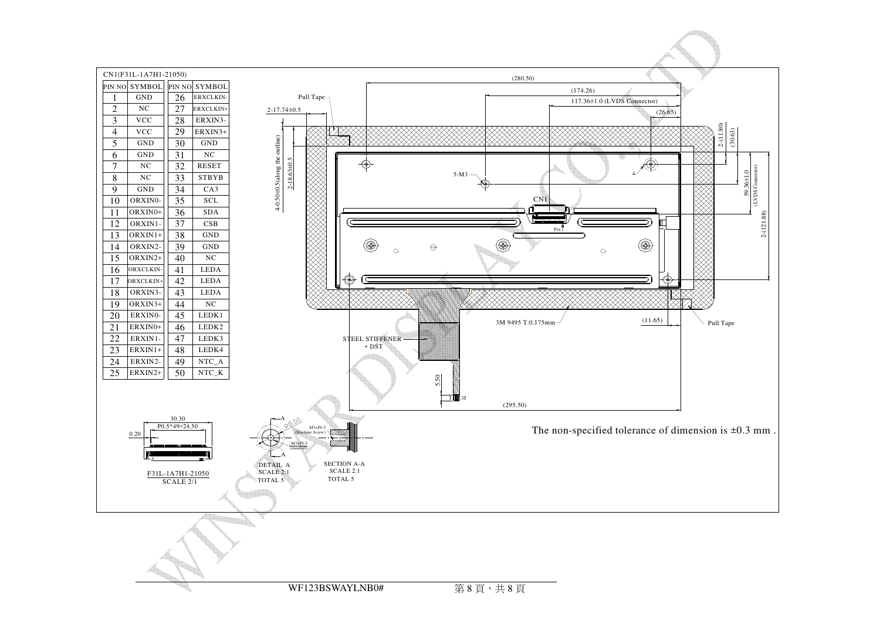CN1(F31L-1A7H1-21050)

| PIN NO | SYMBOL | PIN NO | SYMBOL |
|---|---|---|---|
| 1 | GND | 26 | ERXCLKIN- |
| 2 | NC | 27 | ERXCLKIN+ |
| 3 | VCC | 28 | ERXIN3- |
| 4 | VCC | 29 | ERXIN3+ |
| 5 | GND | 30 | GND |
| 6 | GND | 31 | NC |
| 7 | NC | 32 | RESET |
| 8 | NC | 33 | STBYB |
| 9 | GND | 34 | CA3 |
| 10 | ORXIN0- | 35 | SCL |
| 11 | ORXIN0+ | 36 | SDA |
| 12 | ORXIN1- | 37 | CSB |
| 13 | ORXIN1+ | 38 | GND |
| 14 | ORXIN2- | 39 | GND |
| 15 | ORXIN2+ | 40 | NC |
| 16 | ORXCLKIN- | 41 | LEDA |
| 17 | ORXCLKIN+ | 42 | LEDA |
| 18 | ORXIN3- | 43 | LEDA |
| 19 | ORXIN3+ | 44 | NC |
| 20 | ERXIN0- | 45 | LEDK1 |
| 21 | ERXIN0+ | 46 | LEDK2 |
| 22 | ERXIN1- | 47 | LEDK3 |
| 23 | ERXIN1+ | 48 | LEDK4 |
| 24 | ERXIN2- | 49 | NTC_A |
| 25 | ERXIN2+ | 50 | NTC_K |

(280.50)
(174.26)
117.36±1.0 (LVDS Connector)
(26.65)
Pull Tape
2-17.74±0.5
4-0.50±0.5(along the outline)
2-18.63±0.5
2-(11.80)
(30.63)
59.36±1.0 (LVDS Connector)
2-(121.88)
5-M3
CN1
Pin 1
3M 9495 T:0.175mm
(11.65)
Pull Tape
STEEL STIFFENER + DST
5.50
1
10
(295.50)

30.30
P0.5*49=24.50
0.20
F31L-1A7H1-21050
SCALE 2/1

A
Ø8.00
A
DETAIL A
SCALE 2:1
TOTAL 5

M3xP0.5 (Machine Screw)
M3xP0.5 (standoff)
SECTION A-A
SCALE 2:1
TOTAL 5

The non-specified tolerance of dimension is ±0.3 mm .